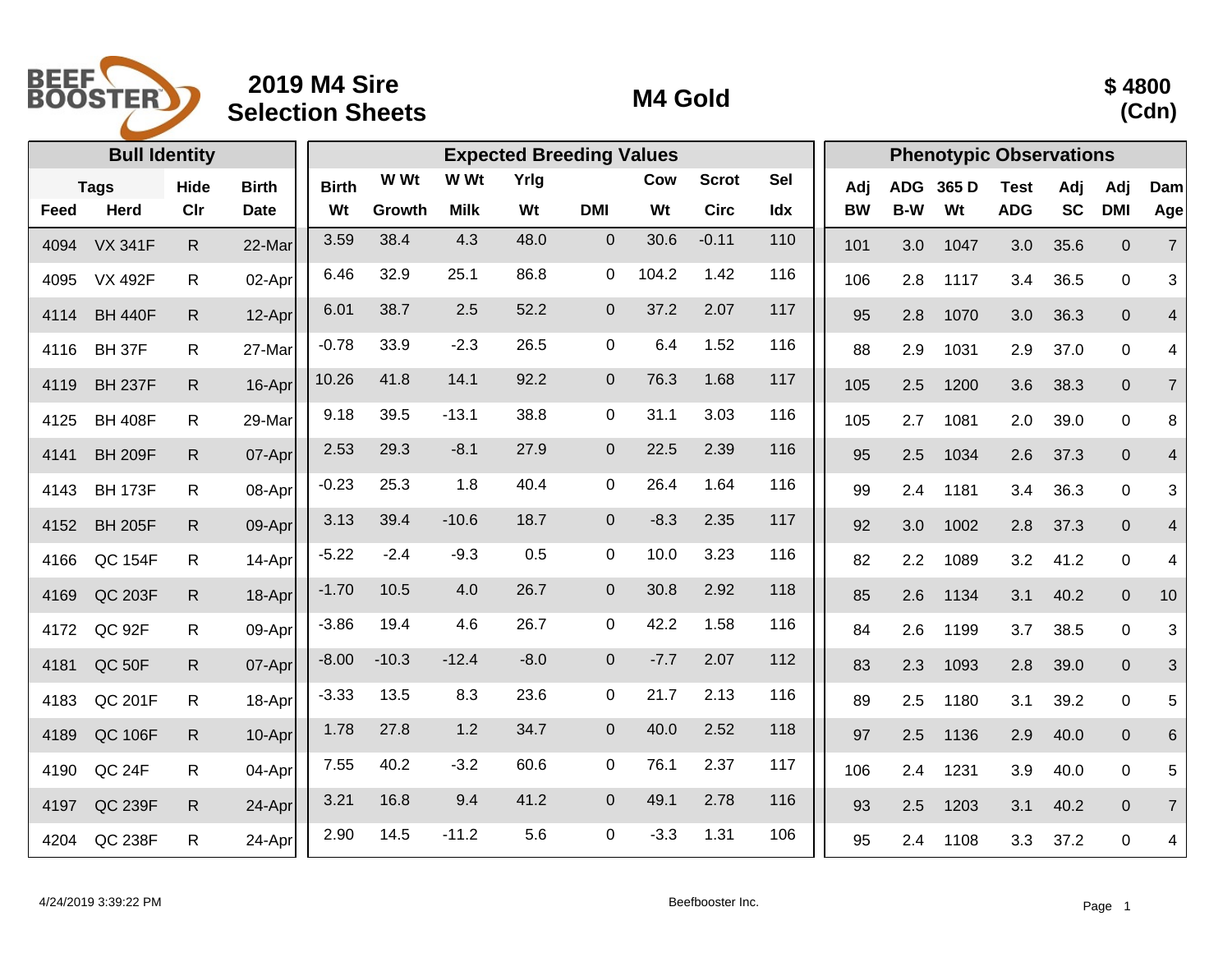# 2019 M4 Sire Selection Sheets

## M4 Gold

**$ 4800 (Cdn)**

| Bull Identity | | | | Expected Breeding Values | | | | | | | | Phenotypic Observations | | | | | | |
|---|---|---|---|---|---|---|---|---|---|---|---|---|---|---|---|---|---|---|
| Tags | | Hide | Birth | Birth | W Wt | W Wt | Yrlg | | Cow | Scrot | Sel | Adj | ADG | 365 D | Test | Adj | Adj | Dam |
| Feed | Herd | Clr | Date | Wt | Growth | Milk | Wt | DMI | Wt | Circ | Idx | BW | B-W | Wt | ADG | SC | DMI | Age |
| 4094 | VX 341F | R | 22-Mar | 3.59 | 38.4 | 4.3 | 48.0 | 0 | 30.6 | -0.11 | 110 | 101 | 3.0 | 1047 | 3.0 | 35.6 | 0 | 7 |
| 4095 | VX 492F | R | 02-Apr | 6.46 | 32.9 | 25.1 | 86.8 | 0 | 104.2 | 1.42 | 116 | 106 | 2.8 | 1117 | 3.4 | 36.5 | 0 | 3 |
| 4114 | BH 440F | R | 12-Apr | 6.01 | 38.7 | 2.5 | 52.2 | 0 | 37.2 | 2.07 | 117 | 95 | 2.8 | 1070 | 3.0 | 36.3 | 0 | 4 |
| 4116 | BH 37F | R | 27-Mar | -0.78 | 33.9 | -2.3 | 26.5 | 0 | 6.4 | 1.52 | 116 | 88 | 2.9 | 1031 | 2.9 | 37.0 | 0 | 4 |
| 4119 | BH 237F | R | 16-Apr | 10.26 | 41.8 | 14.1 | 92.2 | 0 | 76.3 | 1.68 | 117 | 105 | 2.5 | 1200 | 3.6 | 38.3 | 0 | 7 |
| 4125 | BH 408F | R | 29-Mar | 9.18 | 39.5 | -13.1 | 38.8 | 0 | 31.1 | 3.03 | 116 | 105 | 2.7 | 1081 | 2.0 | 39.0 | 0 | 8 |
| 4141 | BH 209F | R | 07-Apr | 2.53 | 29.3 | -8.1 | 27.9 | 0 | 22.5 | 2.39 | 116 | 95 | 2.5 | 1034 | 2.6 | 37.3 | 0 | 4 |
| 4143 | BH 173F | R | 08-Apr | -0.23 | 25.3 | 1.8 | 40.4 | 0 | 26.4 | 1.64 | 116 | 99 | 2.4 | 1181 | 3.4 | 36.3 | 0 | 3 |
| 4152 | BH 205F | R | 09-Apr | 3.13 | 39.4 | -10.6 | 18.7 | 0 | -8.3 | 2.35 | 117 | 92 | 3.0 | 1002 | 2.8 | 37.3 | 0 | 4 |
| 4166 | QC 154F | R | 14-Apr | -5.22 | -2.4 | -9.3 | 0.5 | 0 | 10.0 | 3.23 | 116 | 82 | 2.2 | 1089 | 3.2 | 41.2 | 0 | 4 |
| 4169 | QC 203F | R | 18-Apr | -1.70 | 10.5 | 4.0 | 26.7 | 0 | 30.8 | 2.92 | 118 | 85 | 2.6 | 1134 | 3.1 | 40.2 | 0 | 10 |
| 4172 | QC 92F | R | 09-Apr | -3.86 | 19.4 | 4.6 | 26.7 | 0 | 42.2 | 1.58 | 116 | 84 | 2.6 | 1199 | 3.7 | 38.5 | 0 | 3 |
| 4181 | QC 50F | R | 07-Apr | -8.00 | -10.3 | -12.4 | -8.0 | 0 | -7.7 | 2.07 | 112 | 83 | 2.3 | 1093 | 2.8 | 39.0 | 0 | 3 |
| 4183 | QC 201F | R | 18-Apr | -3.33 | 13.5 | 8.3 | 23.6 | 0 | 21.7 | 2.13 | 116 | 89 | 2.5 | 1180 | 3.1 | 39.2 | 0 | 5 |
| 4189 | QC 106F | R | 10-Apr | 1.78 | 27.8 | 1.2 | 34.7 | 0 | 40.0 | 2.52 | 118 | 97 | 2.5 | 1136 | 2.9 | 40.0 | 0 | 6 |
| 4190 | QC 24F | R | 04-Apr | 7.55 | 40.2 | -3.2 | 60.6 | 0 | 76.1 | 2.37 | 117 | 106 | 2.4 | 1231 | 3.9 | 40.0 | 0 | 5 |
| 4197 | QC 239F | R | 24-Apr | 3.21 | 16.8 | 9.4 | 41.2 | 0 | 49.1 | 2.78 | 116 | 93 | 2.5 | 1203 | 3.1 | 40.2 | 0 | 7 |
| 4204 | QC 238F | R | 24-Apr | 2.90 | 14.5 | -11.2 | 5.6 | 0 | -3.3 | 1.31 | 106 | 95 | 2.4 | 1108 | 3.3 | 37.2 | 0 | 4 |

4/24/2019 3:39:22 PM

Beefbooster Inc.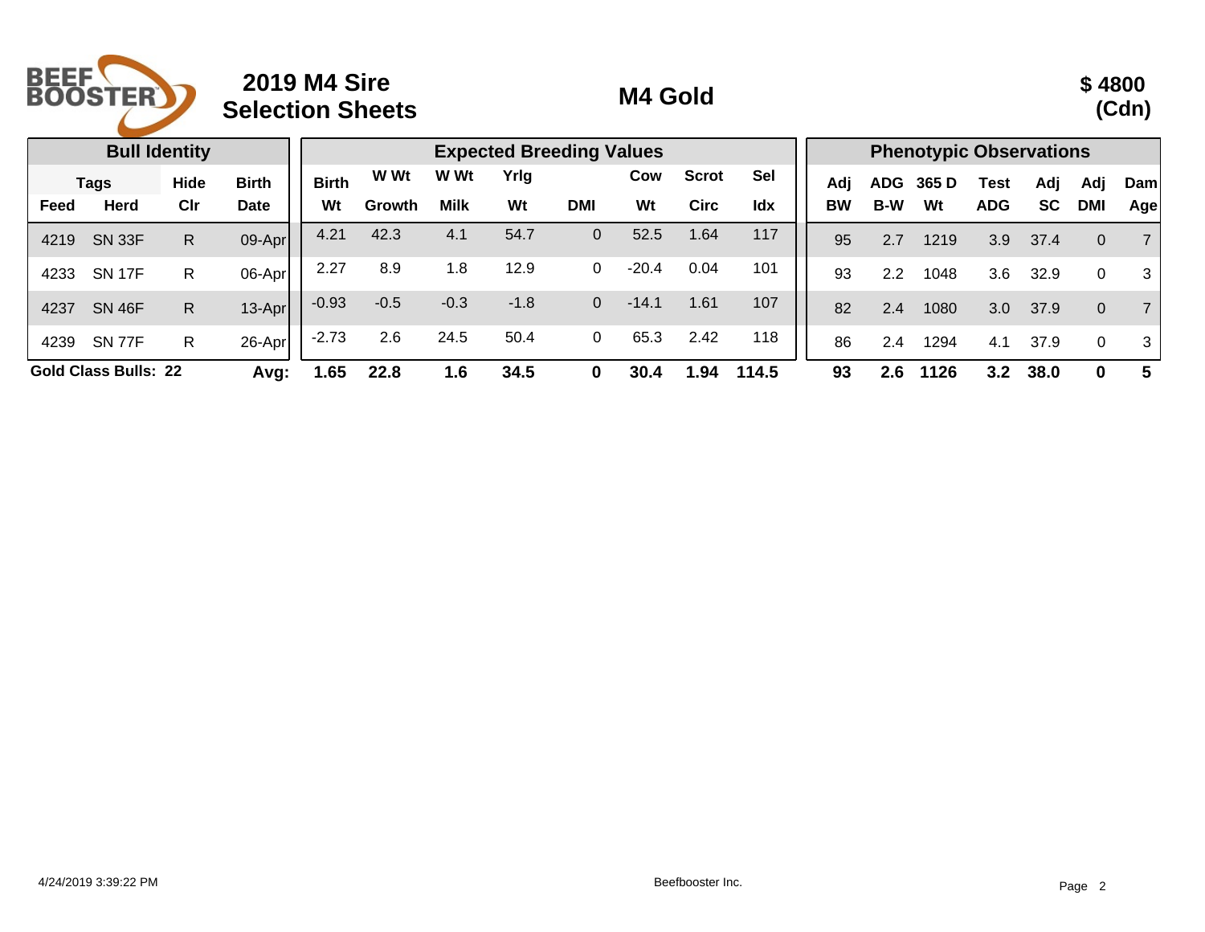# 2019 M4 Sire Selection Sheets

## M4 Gold

**$ 4800 (Cdn)**

| Bull Identity | | | | Expected Breeding Values | | | | | | | | Phenotypic Observations | | | | | | |
|---|---|---|---|---|---|---|---|---|---|---|---|---|---|---|---|---|---|---|
| Tags | | Hide | Birth | Birth | W Wt | W Wt | Yrlg | | Cow | Scrot | Sel | Adj | ADG | 365 D | Test | Adj | Adj | Dam |
| Feed | Herd | Clr | Date | Wt | Growth | Milk | Wt | DMI | Wt | Circ | Idx | BW | B-W | Wt | ADG | SC | DMI | Age |
| 4219 | SN 33F | R | 09-Apr | 4.21 | 42.3 | 4.1 | 54.7 | 0 | 52.5 | 1.64 | 117 | 95 | 2.7 | 1219 | 3.9 | 37.4 | 0 | 7 |
| 4233 | SN 17F | R | 06-Apr | 2.27 | 8.9 | 1.8 | 12.9 | 0 | -20.4 | 0.04 | 101 | 93 | 2.2 | 1048 | 3.6 | 32.9 | 0 | 3 |
| 4237 | SN 46F | R | 13-Apr | -0.93 | -0.5 | -0.3 | -1.8 | 0 | -14.1 | 1.61 | 107 | 82 | 2.4 | 1080 | 3.0 | 37.9 | 0 | 7 |
| 4239 | SN 77F | R | 26-Apr | -2.73 | 2.6 | 24.5 | 50.4 | 0 | 65.3 | 2.42 | 118 | 86 | 2.4 | 1294 | 4.1 | 37.9 | 0 | 3 |
| **Gold Class Bulls: 22** | | | **Avg:** | **1.65** | **22.8** | **1.6** | **34.5** | **0** | **30.4** | **1.94** | **114.5** | **93** | **2.6** | **1126** | **3.2** | **38.0** | **0** | **5** |

4/24/2019 3:39:22 PM

Beefbooster Inc.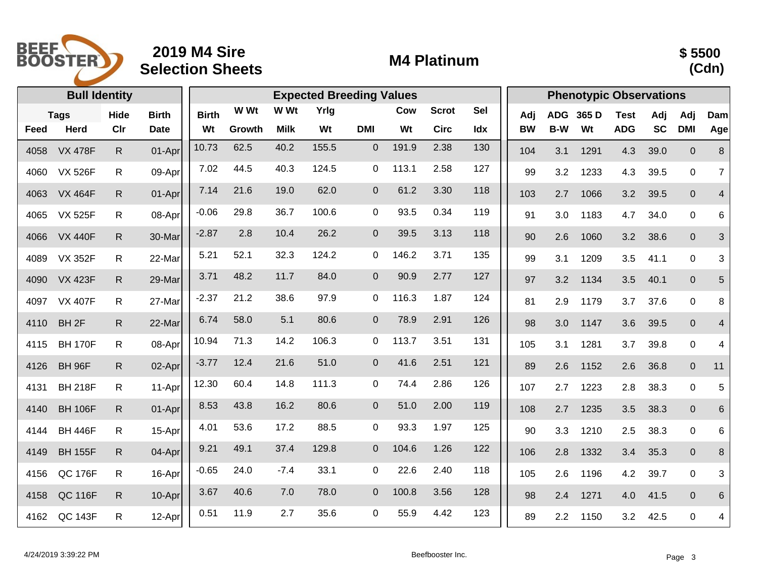# 2019 M4 Sire Selection Sheets

## M4 Platinum

**$ 5500 (Cdn)**

| Bull Identity | | | | Expected Breeding Values | | | | | | | | Phenotypic Observations | | | | | | |
|---|---|---|---|---|---|---|---|---|---|---|---|---|---|---|---|---|---|---|
| Tags | | Hide | Birth | Birth | W Wt | W Wt | Yrlg | | Cow | Scrot | Sel | Adj | ADG | 365 D | Test | Adj | Adj | Dam |
| Feed | Herd | Clr | Date | Wt | Growth | Milk | Wt | DMI | Wt | Circ | Idx | BW | B-W | Wt | ADG | SC | DMI | Age |
| 4058 | VX 478F | R | 01-Apr | 10.73 | 62.5 | 40.2 | 155.5 | 0 | 191.9 | 2.38 | 130 | 104 | 3.1 | 1291 | 4.3 | 39.0 | 0 | 8 |
| 4060 | VX 526F | R | 09-Apr | 7.02 | 44.5 | 40.3 | 124.5 | 0 | 113.1 | 2.58 | 127 | 99 | 3.2 | 1233 | 4.3 | 39.5 | 0 | 7 |
| 4063 | VX 464F | R | 01-Apr | 7.14 | 21.6 | 19.0 | 62.0 | 0 | 61.2 | 3.30 | 118 | 103 | 2.7 | 1066 | 3.2 | 39.5 | 0 | 4 |
| 4065 | VX 525F | R | 08-Apr | -0.06 | 29.8 | 36.7 | 100.6 | 0 | 93.5 | 0.34 | 119 | 91 | 3.0 | 1183 | 4.7 | 34.0 | 0 | 6 |
| 4066 | VX 440F | R | 30-Mar | -2.87 | 2.8 | 10.4 | 26.2 | 0 | 39.5 | 3.13 | 118 | 90 | 2.6 | 1060 | 3.2 | 38.6 | 0 | 3 |
| 4089 | VX 352F | R | 22-Mar | 5.21 | 52.1 | 32.3 | 124.2 | 0 | 146.2 | 3.71 | 135 | 99 | 3.1 | 1209 | 3.5 | 41.1 | 0 | 3 |
| 4090 | VX 423F | R | 29-Mar | 3.71 | 48.2 | 11.7 | 84.0 | 0 | 90.9 | 2.77 | 127 | 97 | 3.2 | 1134 | 3.5 | 40.1 | 0 | 5 |
| 4097 | VX 407F | R | 27-Mar | -2.37 | 21.2 | 38.6 | 97.9 | 0 | 116.3 | 1.87 | 124 | 81 | 2.9 | 1179 | 3.7 | 37.6 | 0 | 8 |
| 4110 | BH 2F | R | 22-Mar | 6.74 | 58.0 | 5.1 | 80.6 | 0 | 78.9 | 2.91 | 126 | 98 | 3.0 | 1147 | 3.6 | 39.5 | 0 | 4 |
| 4115 | BH 170F | R | 08-Apr | 10.94 | 71.3 | 14.2 | 106.3 | 0 | 113.7 | 3.51 | 131 | 105 | 3.1 | 1281 | 3.7 | 39.8 | 0 | 4 |
| 4126 | BH 96F | R | 02-Apr | -3.77 | 12.4 | 21.6 | 51.0 | 0 | 41.6 | 2.51 | 121 | 89 | 2.6 | 1152 | 2.6 | 36.8 | 0 | 11 |
| 4131 | BH 218F | R | 11-Apr | 12.30 | 60.4 | 14.8 | 111.3 | 0 | 74.4 | 2.86 | 126 | 107 | 2.7 | 1223 | 2.8 | 38.3 | 0 | 5 |
| 4140 | BH 106F | R | 01-Apr | 8.53 | 43.8 | 16.2 | 80.6 | 0 | 51.0 | 2.00 | 119 | 108 | 2.7 | 1235 | 3.5 | 38.3 | 0 | 6 |
| 4144 | BH 446F | R | 15-Apr | 4.01 | 53.6 | 17.2 | 88.5 | 0 | 93.3 | 1.97 | 125 | 90 | 3.3 | 1210 | 2.5 | 38.3 | 0 | 6 |
| 4149 | BH 155F | R | 04-Apr | 9.21 | 49.1 | 37.4 | 129.8 | 0 | 104.6 | 1.26 | 122 | 106 | 2.8 | 1332 | 3.4 | 35.3 | 0 | 8 |
| 4156 | QC 176F | R | 16-Apr | -0.65 | 24.0 | -7.4 | 33.1 | 0 | 22.6 | 2.40 | 118 | 105 | 2.6 | 1196 | 4.2 | 39.7 | 0 | 3 |
| 4158 | QC 116F | R | 10-Apr | 3.67 | 40.6 | 7.0 | 78.0 | 0 | 100.8 | 3.56 | 128 | 98 | 2.4 | 1271 | 4.0 | 41.5 | 0 | 6 |
| 4162 | QC 143F | R | 12-Apr | 0.51 | 11.9 | 2.7 | 35.6 | 0 | 55.9 | 4.42 | 123 | 89 | 2.2 | 1150 | 3.2 | 42.5 | 0 | 4 |

4/24/2019 3:39:22 PM — Beefbooster Inc.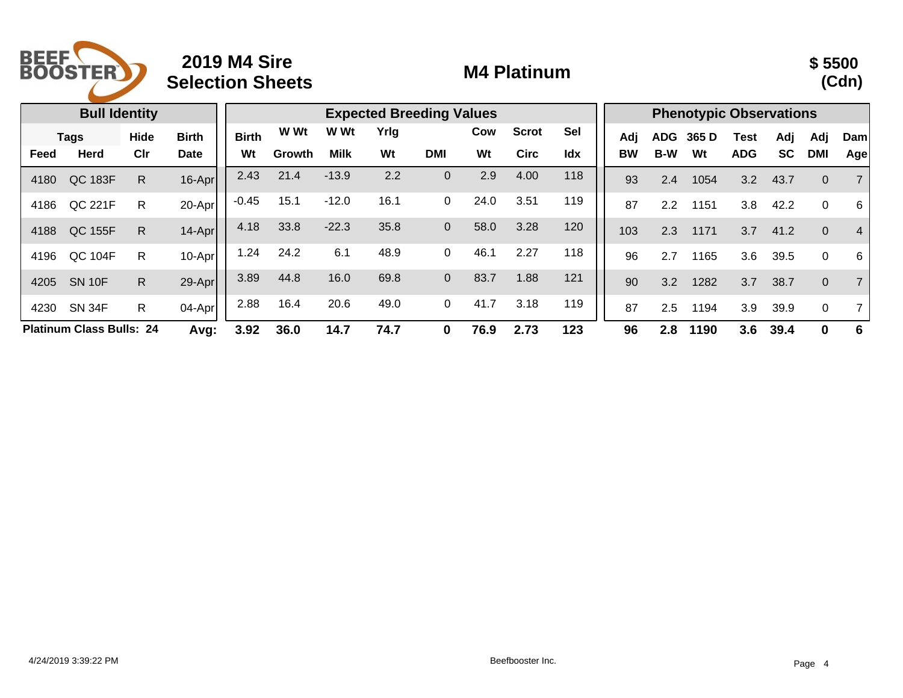BEEF BOOSTER

# 2019 M4 Sire Selection Sheets

## M4 Platinum

**$ 5500 (Cdn)**

| Bull Identity | | | | Expected Breeding Values | | | | | | | | Phenotypic Observations | | | | | | |
|---|---|---|---|---|---|---|---|---|---|---|---|---|---|---|---|---|---|---|
| Tags | | Hide | Birth | Birth | W Wt | W Wt | Yrlg | | Cow | Scrot | Sel | Adj | ADG | 365 D | Test | Adj | Adj | Dam |
| Feed | Herd | Clr | Date | Wt | Growth | Milk | Wt | DMI | Wt | Circ | Idx | BW | B-W | Wt | ADG | SC | DMI | Age |
| 4180 | QC 183F | R | 16-Apr | 2.43 | 21.4 | -13.9 | 2.2 | 0 | 2.9 | 4.00 | 118 | 93 | 2.4 | 1054 | 3.2 | 43.7 | 0 | 7 |
| 4186 | QC 221F | R | 20-Apr | -0.45 | 15.1 | -12.0 | 16.1 | 0 | 24.0 | 3.51 | 119 | 87 | 2.2 | 1151 | 3.8 | 42.2 | 0 | 6 |
| 4188 | QC 155F | R | 14-Apr | 4.18 | 33.8 | -22.3 | 35.8 | 0 | 58.0 | 3.28 | 120 | 103 | 2.3 | 1171 | 3.7 | 41.2 | 0 | 4 |
| 4196 | QC 104F | R | 10-Apr | 1.24 | 24.2 | 6.1 | 48.9 | 0 | 46.1 | 2.27 | 118 | 96 | 2.7 | 1165 | 3.6 | 39.5 | 0 | 6 |
| 4205 | SN 10F | R | 29-Apr | 3.89 | 44.8 | 16.0 | 69.8 | 0 | 83.7 | 1.88 | 121 | 90 | 3.2 | 1282 | 3.7 | 38.7 | 0 | 7 |
| 4230 | SN 34F | R | 04-Apr | 2.88 | 16.4 | 20.6 | 49.0 | 0 | 41.7 | 3.18 | 119 | 87 | 2.5 | 1194 | 3.9 | 39.9 | 0 | 7 |
| **Platinum Class Bulls: 24** | | | **Avg:** | **3.92** | **36.0** | **14.7** | **74.7** | **0** | **76.9** | **2.73** | **123** | **96** | **2.8** | **1190** | **3.6** | **39.4** | **0** | **6** |

4/24/2019 3:39:22 PM

Beefbooster Inc.